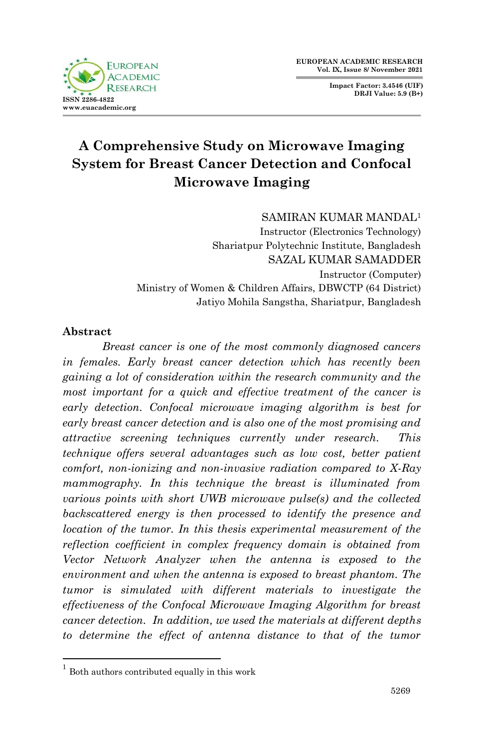# A Comprehensive Study on Microwave Imaging System for Breast Cancer Detection and Confocal Microwave Imaging

SAMIRAN KUMAR MANDAL[1]  
Instructor (Electronics Technology)  
Shariatpur Polytechnic Institute, Bangladesh  
SAZAL KUMAR SAMADDER  
Instructor (Computer)  
Ministry of Women & Children Affairs, DBWCTP (64 District)  
Jatiyo Mohila Sangstha, Shariatpur, Bangladesh

## Abstract

*Breast cancer is one of the most commonly diagnosed cancers in females. Early breast cancer detection which has recently been gaining a lot of consideration within the research community and the most important for a quick and effective treatment of the cancer is early detection. Confocal microwave imaging algorithm is best for early breast cancer detection and is also one of the most promising and attractive screening techniques currently under research. This technique offers several advantages such as low cost, better patient comfort, non-ionizing and non-invasive radiation compared to X-Ray mammography. In this technique the breast is illuminated from various points with short UWB microwave pulse(s) and the collected backscattered energy is then processed to identify the presence and location of the tumor. In this thesis experimental measurement of the reflection coefficient in complex frequency domain is obtained from Vector Network Analyzer when the antenna is exposed to the environment and when the antenna is exposed to breast phantom. The tumor is simulated with different materials to investigate the effectiveness of the Confocal Microwave Imaging Algorithm for breast cancer detection. In addition, we used the materials at different depths to determine the effect of antenna distance to that of the tumor*

[1] Both authors contributed equally in this work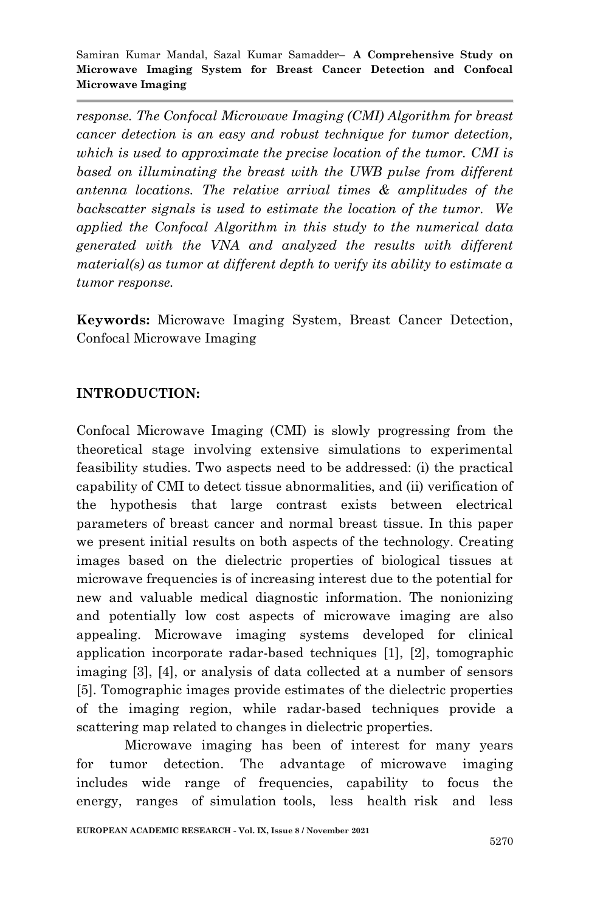*response. The Confocal Microwave Imaging (CMI) Algorithm for breast cancer detection is an easy and robust technique for tumor detection, which is used to approximate the precise location of the tumor. CMI is based on illuminating the breast with the UWB pulse from different antenna locations. The relative arrival times & amplitudes of the backscatter signals is used to estimate the location of the tumor. We applied the Confocal Algorithm in this study to the numerical data generated with the VNA and analyzed the results with different material(s) as tumor at different depth to verify its ability to estimate a tumor response.*

**Keywords:** Microwave Imaging System, Breast Cancer Detection, Confocal Microwave Imaging

## INTRODUCTION:

Confocal Microwave Imaging (CMI) is slowly progressing from the theoretical stage involving extensive simulations to experimental feasibility studies. Two aspects need to be addressed: (i) the practical capability of CMI to detect tissue abnormalities, and (ii) verification of the hypothesis that large contrast exists between electrical parameters of breast cancer and normal breast tissue. In this paper we present initial results on both aspects of the technology. Creating images based on the dielectric properties of biological tissues at microwave frequencies is of increasing interest due to the potential for new and valuable medical diagnostic information. The nonionizing and potentially low cost aspects of microwave imaging are also appealing. Microwave imaging systems developed for clinical application incorporate radar-based techniques [1], [2], tomographic imaging [3], [4], or analysis of data collected at a number of sensors [5]. Tomographic images provide estimates of the dielectric properties of the imaging region, while radar-based techniques provide a scattering map related to changes in dielectric properties.

Microwave imaging has been of interest for many years for tumor detection. The advantage of microwave imaging includes wide range of frequencies, capability to focus the energy, ranges of simulation tools, less health risk and less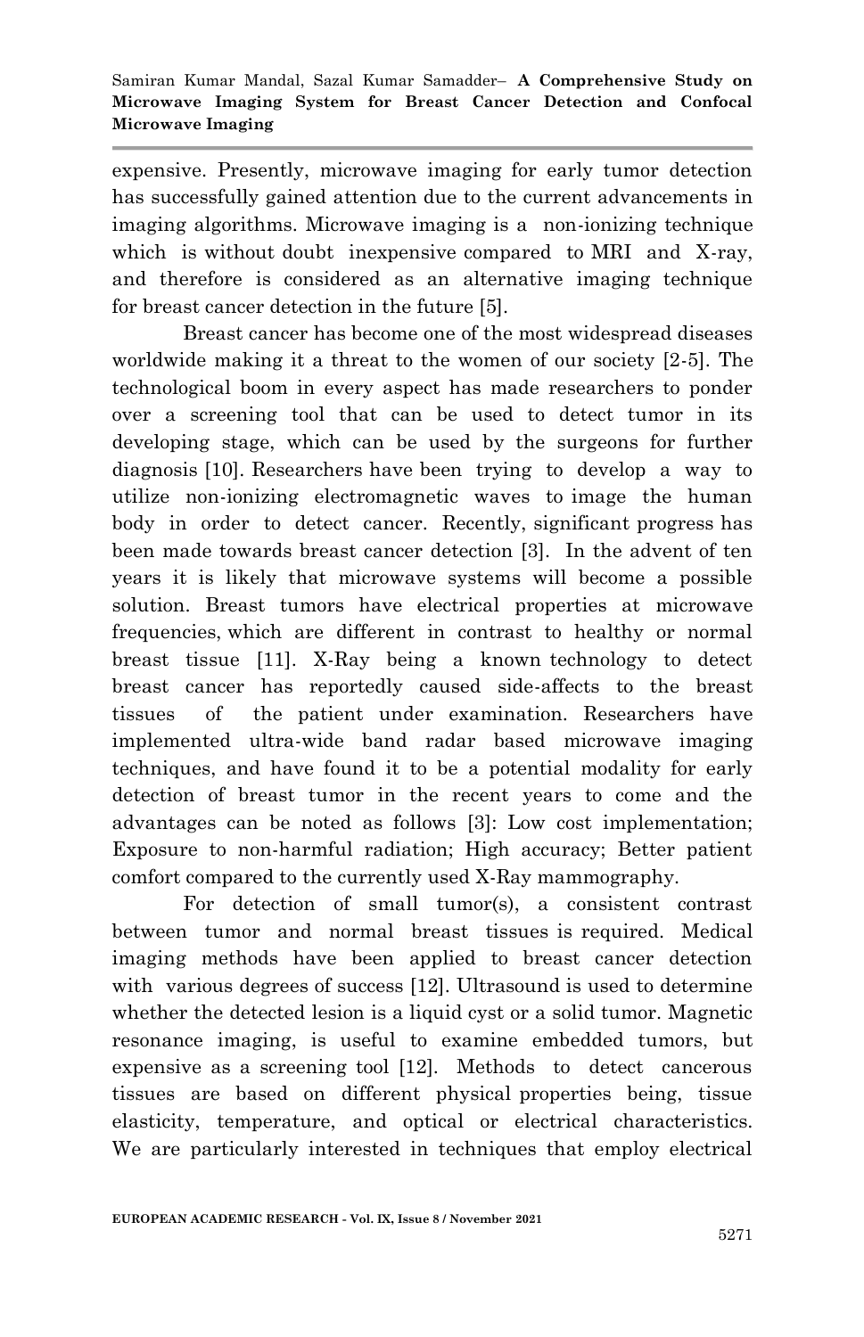expensive. Presently, microwave imaging for early tumor detection has successfully gained attention due to the current advancements in imaging algorithms. Microwave imaging is a non-ionizing technique which is without doubt inexpensive compared to MRI and X-ray, and therefore is considered as an alternative imaging technique for breast cancer detection in the future [5].

Breast cancer has become one of the most widespread diseases worldwide making it a threat to the women of our society [2-5]. The technological boom in every aspect has made researchers to ponder over a screening tool that can be used to detect tumor in its developing stage, which can be used by the surgeons for further diagnosis [10]. Researchers have been trying to develop a way to utilize non-ionizing electromagnetic waves to image the human body in order to detect cancer. Recently, significant progress has been made towards breast cancer detection [3]. In the advent of ten years it is likely that microwave systems will become a possible solution. Breast tumors have electrical properties at microwave frequencies, which are different in contrast to healthy or normal breast tissue [11]. X-Ray being a known technology to detect breast cancer has reportedly caused side-affects to the breast tissues of the patient under examination. Researchers have implemented ultra-wide band radar based microwave imaging techniques, and have found it to be a potential modality for early detection of breast tumor in the recent years to come and the advantages can be noted as follows [3]: Low cost implementation; Exposure to non-harmful radiation; High accuracy; Better patient comfort compared to the currently used X-Ray mammography.

For detection of small tumor(s), a consistent contrast between tumor and normal breast tissues is required. Medical imaging methods have been applied to breast cancer detection with various degrees of success [12]. Ultrasound is used to determine whether the detected lesion is a liquid cyst or a solid tumor. Magnetic resonance imaging, is useful to examine embedded tumors, but expensive as a screening tool [12]. Methods to detect cancerous tissues are based on different physical properties being, tissue elasticity, temperature, and optical or electrical characteristics. We are particularly interested in techniques that employ electrical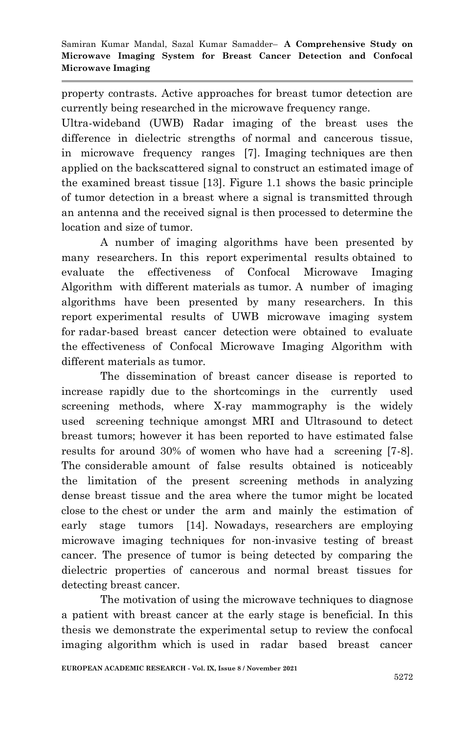property contrasts. Active approaches for breast tumor detection are currently being researched in the microwave frequency range.

Ultra-wideband (UWB) Radar imaging of the breast uses the difference in dielectric strengths of normal and cancerous tissue, in microwave frequency ranges [7]. Imaging techniques are then applied on the backscattered signal to construct an estimated image of the examined breast tissue [13]. Figure 1.1 shows the basic principle of tumor detection in a breast where a signal is transmitted through an antenna and the received signal is then processed to determine the location and size of tumor.

A number of imaging algorithms have been presented by many researchers. In this report experimental results obtained to evaluate the effectiveness of Confocal Microwave Imaging Algorithm with different materials as tumor. A number of imaging algorithms have been presented by many researchers. In this report experimental results of UWB microwave imaging system for radar-based breast cancer detection were obtained to evaluate the effectiveness of Confocal Microwave Imaging Algorithm with different materials as tumor.

The dissemination of breast cancer disease is reported to increase rapidly due to the shortcomings in the currently used screening methods, where X-ray mammography is the widely used screening technique amongst MRI and Ultrasound to detect breast tumors; however it has been reported to have estimated false results for around 30% of women who have had a screening [7-8]. The considerable amount of false results obtained is noticeably the limitation of the present screening methods in analyzing dense breast tissue and the area where the tumor might be located close to the chest or under the arm and mainly the estimation of early stage tumors [14]. Nowadays, researchers are employing microwave imaging techniques for non-invasive testing of breast cancer. The presence of tumor is being detected by comparing the dielectric properties of cancerous and normal breast tissues for detecting breast cancer.

The motivation of using the microwave techniques to diagnose a patient with breast cancer at the early stage is beneficial. In this thesis we demonstrate the experimental setup to review the confocal imaging algorithm which is used in radar based breast cancer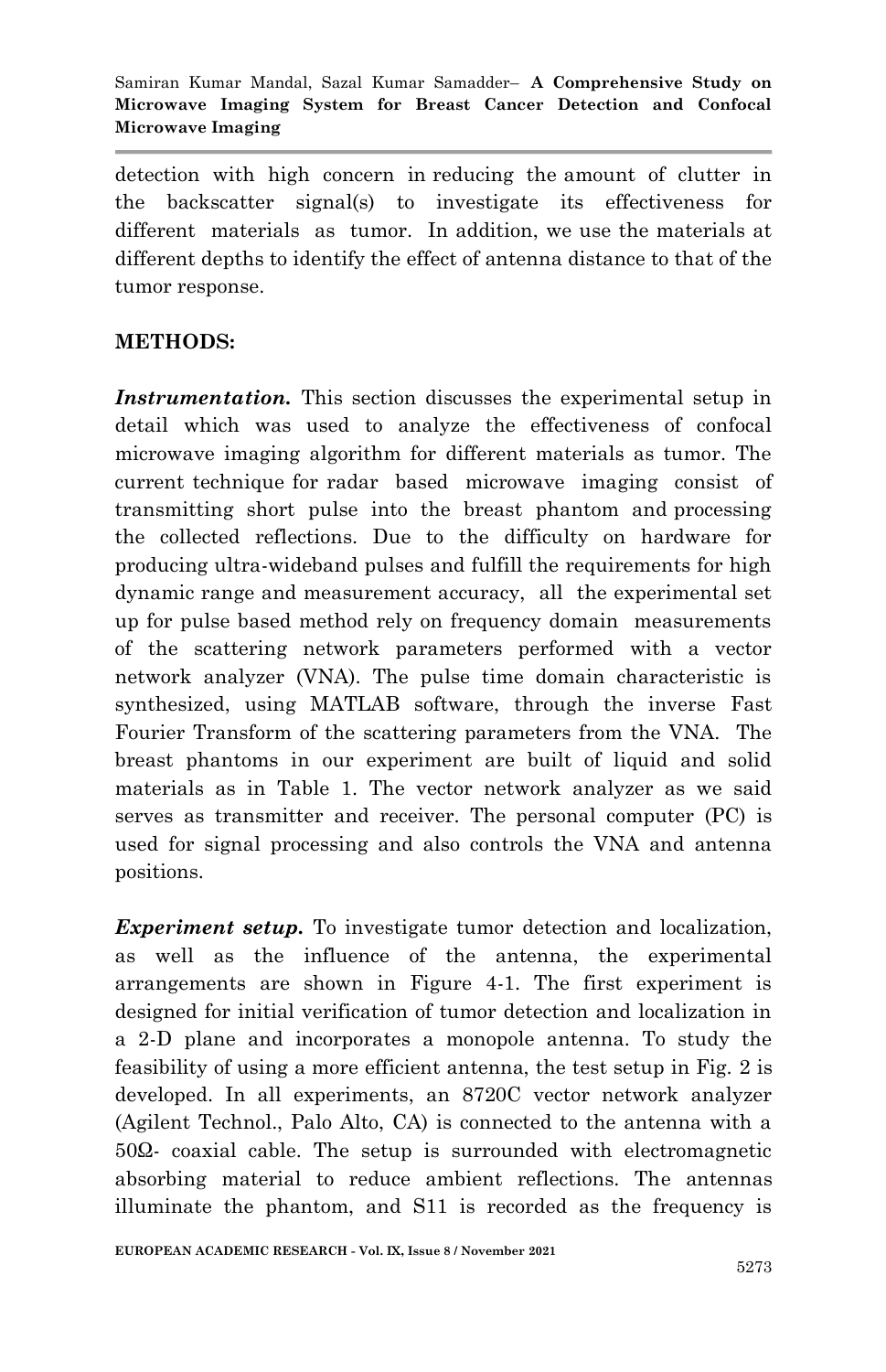detection with high concern in reducing the amount of clutter in the backscatter signal(s) to investigate its effectiveness for different materials as tumor. In addition, we use the materials at different depths to identify the effect of antenna distance to that of the tumor response.

## METHODS:

***Instrumentation.*** This section discusses the experimental setup in detail which was used to analyze the effectiveness of confocal microwave imaging algorithm for different materials as tumor. The current technique for radar based microwave imaging consist of transmitting short pulse into the breast phantom and processing the collected reflections. Due to the difficulty on hardware for producing ultra-wideband pulses and fulfill the requirements for high dynamic range and measurement accuracy, all the experimental set up for pulse based method rely on frequency domain measurements of the scattering network parameters performed with a vector network analyzer (VNA). The pulse time domain characteristic is synthesized, using MATLAB software, through the inverse Fast Fourier Transform of the scattering parameters from the VNA. The breast phantoms in our experiment are built of liquid and solid materials as in Table 1. The vector network analyzer as we said serves as transmitter and receiver. The personal computer (PC) is used for signal processing and also controls the VNA and antenna positions.

***Experiment setup.*** To investigate tumor detection and localization, as well as the influence of the antenna, the experimental arrangements are shown in Figure 4-1. The first experiment is designed for initial verification of tumor detection and localization in a 2-D plane and incorporates a monopole antenna. To study the feasibility of using a more efficient antenna, the test setup in Fig. 2 is developed. In all experiments, an 8720C vector network analyzer (Agilent Technol., Palo Alto, CA) is connected to the antenna with a 50Ω- coaxial cable. The setup is surrounded with electromagnetic absorbing material to reduce ambient reflections. The antennas illuminate the phantom, and $S_{11}$ is recorded as the frequency is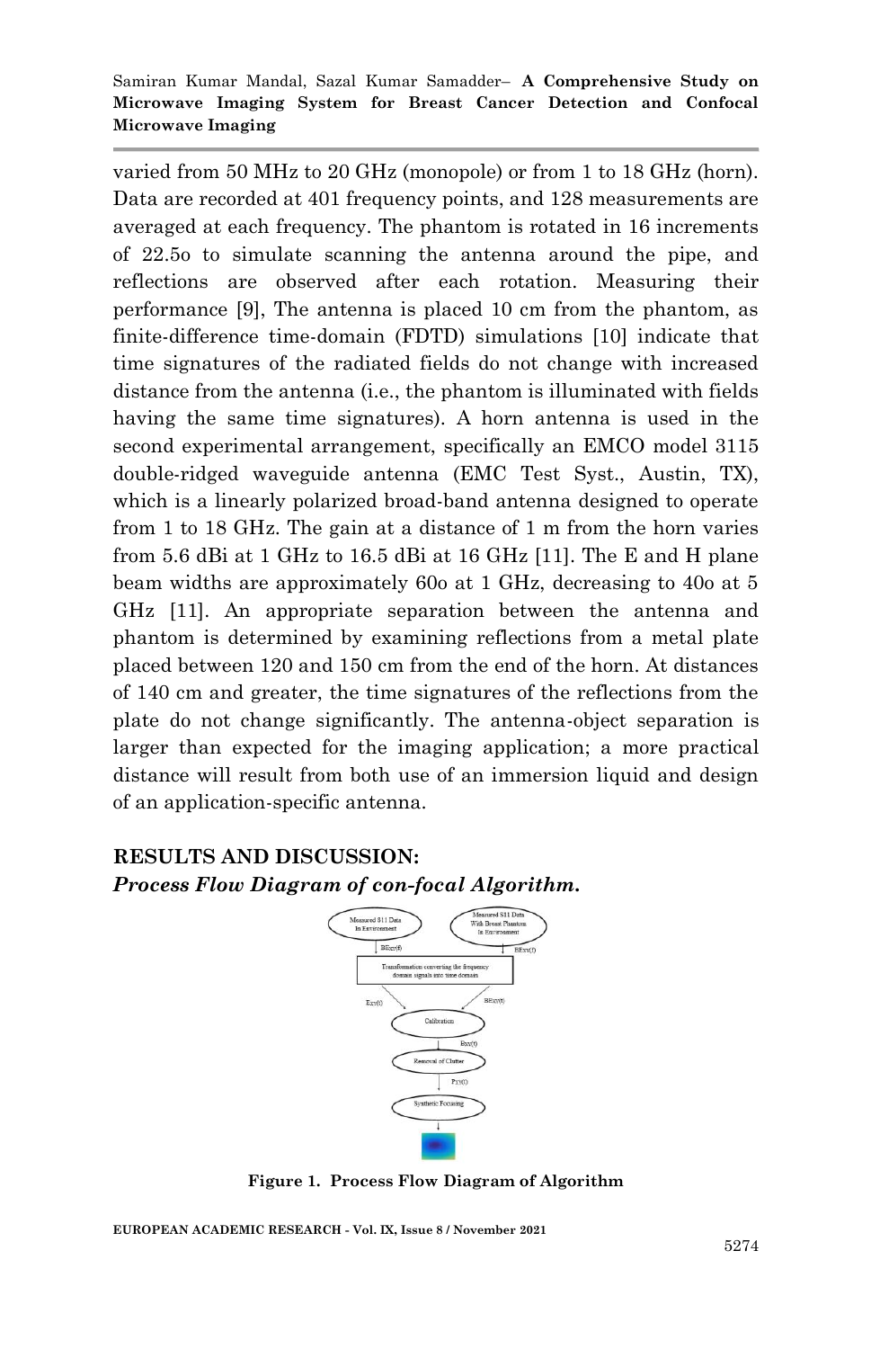varied from 50 MHz to 20 GHz (monopole) or from 1 to 18 GHz (horn). Data are recorded at 401 frequency points, and 128 measurements are averaged at each frequency. The phantom is rotated in 16 increments of 22.5o to simulate scanning the antenna around the pipe, and reflections are observed after each rotation. Measuring their performance [9], The antenna is placed 10 cm from the phantom, as finite-difference time-domain (FDTD) simulations [10] indicate that time signatures of the radiated fields do not change with increased distance from the antenna (i.e., the phantom is illuminated with fields having the same time signatures). A horn antenna is used in the second experimental arrangement, specifically an EMCO model 3115 double-ridged waveguide antenna (EMC Test Syst., Austin, TX), which is a linearly polarized broad-band antenna designed to operate from 1 to 18 GHz. The gain at a distance of 1 m from the horn varies from 5.6 dBi at 1 GHz to 16.5 dBi at 16 GHz [11]. The E and H plane beam widths are approximately 60o at 1 GHz, decreasing to 40o at 5 GHz [11]. An appropriate separation between the antenna and phantom is determined by examining reflections from a metal plate placed between 120 and 150 cm from the end of the horn. At distances of 140 cm and greater, the time signatures of the reflections from the plate do not change significantly. The antenna-object separation is larger than expected for the imaging application; a more practical distance will result from both use of an immersion liquid and design of an application-specific antenna.

## RESULTS AND DISCUSSION:

***Process Flow Diagram of con-focal Algorithm.***

Measured S11 Data In Environment

Measured S11 Data With Breast Phantom In Environment

$BE_{XY}(f)$

$BE_{XY}(f)$

Transformation converting the frequency domain signals into time domain

$E_{XY}(t)$

$BE_{XY}(t)$

Calibration

$B_{XY}(t)$

Removal of Clutter

$P_{XY}(t)$

Synthetic Focusing

**Figure 1. Process Flow Diagram of Algorithm**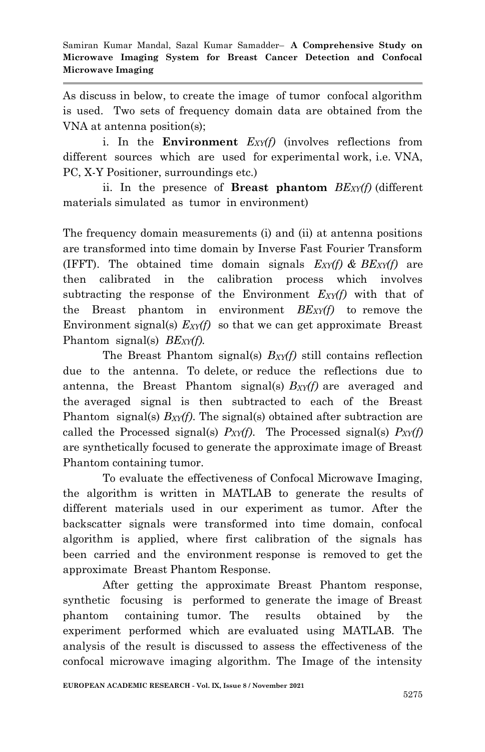As discuss in below, to create the image of tumor confocal algorithm is used. Two sets of frequency domain data are obtained from the VNA at antenna position(s);

i. In the **Environment** $E_{XY}(f)$ (involves reflections from different sources which are used for experimental work, i.e. VNA, PC, X-Y Positioner, surroundings etc.)

ii. In the presence of **Breast phantom** $BE_{XY}(f)$ (different materials simulated as tumor in environment)

The frequency domain measurements (i) and (ii) at antenna positions are transformed into time domain by Inverse Fast Fourier Transform (IFFT). The obtained time domain signals $E_{XY}(f)$ & $BE_{XY}(f)$ are then calibrated in the calibration process which involves subtracting the response of the Environment $E_{XY}(f)$ with that of the Breast phantom in environment $BE_{XY}(f)$ to remove the Environment signal(s) $E_{XY}(f)$ so that we can get approximate Breast Phantom signal(s) $BE_{XY}(f)$.

The Breast Phantom signal(s) $B_{XY}(f)$ still contains reflection due to the antenna. To delete, or reduce the reflections due to antenna, the Breast Phantom signal(s) $B_{XY}(f)$ are averaged and the averaged signal is then subtracted to each of the Breast Phantom signal(s) $B_{XY}(f)$. The signal(s) obtained after subtraction are called the Processed signal(s) $P_{XY}(f)$. The Processed signal(s) $P_{XY}(f)$ are synthetically focused to generate the approximate image of Breast Phantom containing tumor.

To evaluate the effectiveness of Confocal Microwave Imaging, the algorithm is written in MATLAB to generate the results of different materials used in our experiment as tumor. After the backscatter signals were transformed into time domain, confocal algorithm is applied, where first calibration of the signals has been carried and the environment response is removed to get the approximate Breast Phantom Response.

After getting the approximate Breast Phantom response, synthetic focusing is performed to generate the image of Breast phantom containing tumor. The results obtained by the experiment performed which are evaluated using MATLAB. The analysis of the result is discussed to assess the effectiveness of the confocal microwave imaging algorithm. The Image of the intensity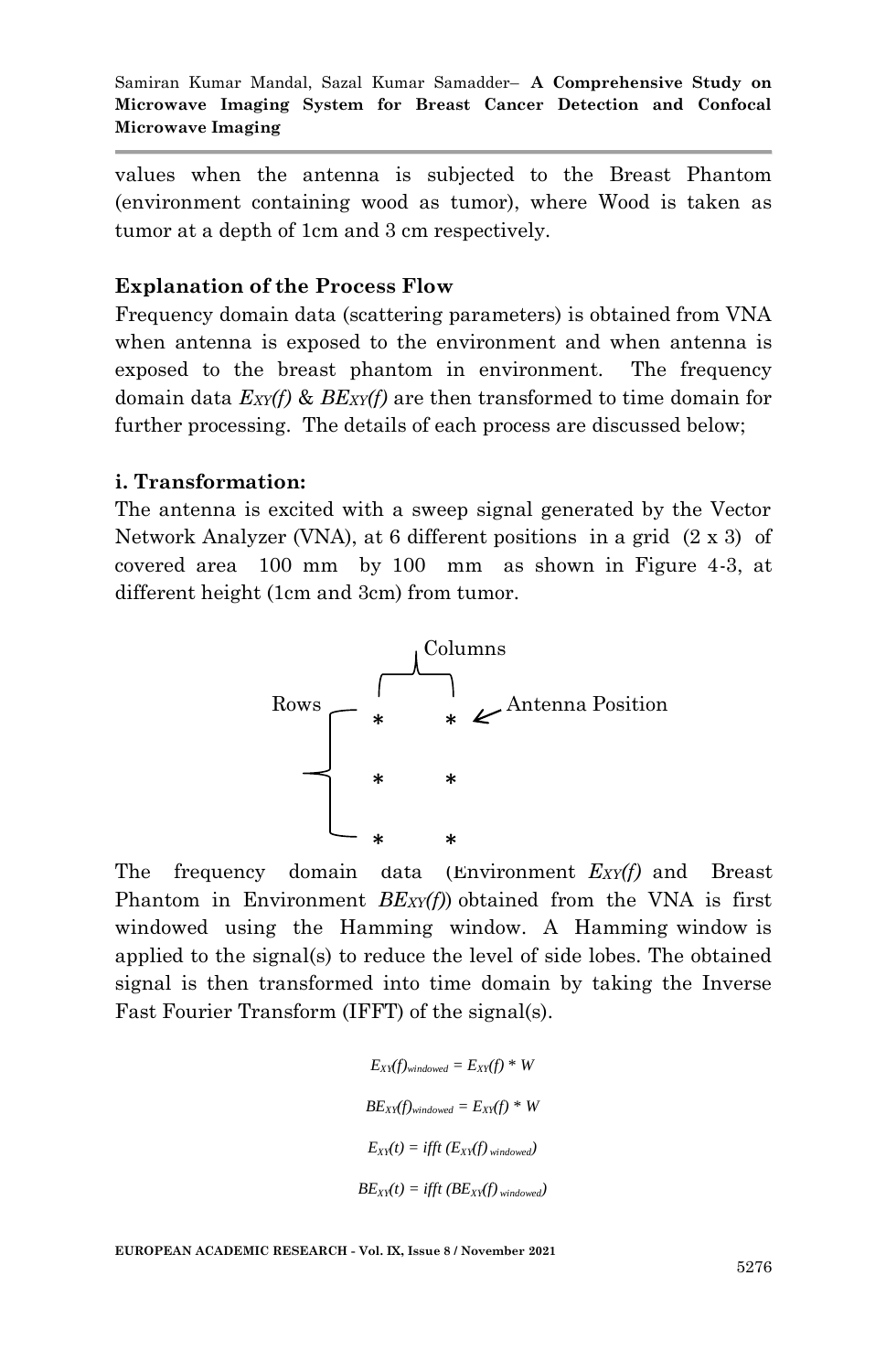values when the antenna is subjected to the Breast Phantom (environment containing wood as tumor), where Wood is taken as tumor at a depth of 1cm and 3 cm respectively.

**Explanation of the Process Flow**

Frequency domain data (scattering parameters) is obtained from VNA when antenna is exposed to the environment and when antenna is exposed to the breast phantom in environment. The frequency domain data $E_{XY}(f)$ & $BE_{XY}(f)$ are then transformed to time domain for further processing. The details of each process are discussed below;

**i. Transformation:**

The antenna is excited with a sweep signal generated by the Vector Network Analyzer (VNA), at 6 different positions in a grid (2 x 3) of covered area 100 mm by 100 mm as shown in Figure 4-3, at different height (1cm and 3cm) from tumor.

Columns

Rows — * * ← Antenna Position

\* \*

\* \*

The frequency domain data (Environment $E_{XY}(f)$ and Breast Phantom in Environment $BE_{XY}(f)$) obtained from the VNA is first windowed using the Hamming window. A Hamming window is applied to the signal(s) to reduce the level of side lobes. The obtained signal is then transformed into time domain by taking the Inverse Fast Fourier Transform (IFFT) of the signal(s).

$$E_{XY}(f)_{windowed} = E_{XY}(f) * W$$

$$BE_{XY}(f)_{windowed} = E_{XY}(f) * W$$

$$E_{XY}(t) = ifft\,(E_{XY}(f)_{windowed})$$

$$BE_{XY}(t) = ifft\,(BE_{XY}(f)_{windowed})$$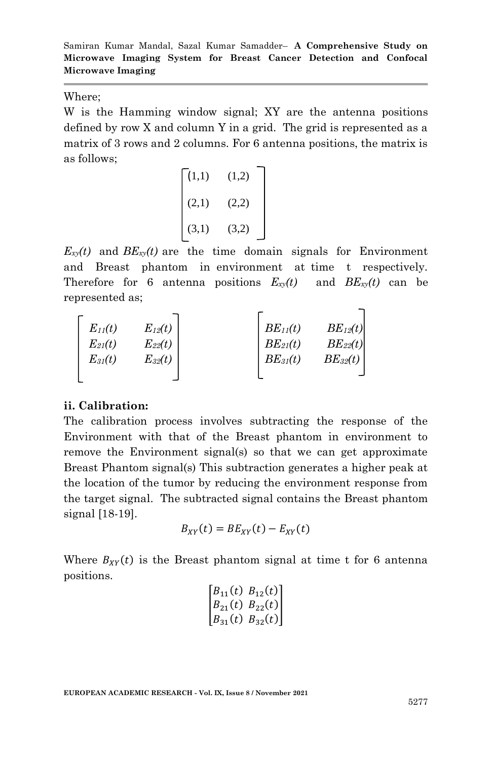Where;

W is the Hamming window signal; XY are the antenna positions defined by row X and column Y in a grid. The grid is represented as a matrix of 3 rows and 2 columns. For 6 antenna positions, the matrix is as follows;

$$\begin{bmatrix} (1,1) & (1,2) \\ (2,1) & (2,2) \\ (3,1) & (3,2) \end{bmatrix}$$

$E_{xy}(t)$ and $BE_{xy}(t)$ are the time domain signals for Environment and Breast phantom in environment at time t respectively. Therefore for 6 antenna positions $E_{xy}(t)$ and $BE_{xy}(t)$ can be represented as;

$$\begin{bmatrix} E_{11}(t) & E_{12}(t) \\ E_{21}(t) & E_{22}(t) \\ E_{31}(t) & E_{32}(t) \end{bmatrix} \qquad \begin{bmatrix} BE_{11}(t) & BE_{12}(t) \\ BE_{21}(t) & BE_{22}(t) \\ BE_{31}(t) & BE_{32}(t) \end{bmatrix}$$

**ii. Calibration:**

The calibration process involves subtracting the response of the Environment with that of the Breast phantom in environment to remove the Environment signal(s) so that we can get approximate Breast Phantom signal(s) This subtraction generates a higher peak at the location of the tumor by reducing the environment response from the target signal. The subtracted signal contains the Breast phantom signal [18-19].

$$B_{XY}(t) = BE_{XY}(t) - E_{XY}(t)$$

Where $B_{XY}(t)$ is the Breast phantom signal at time t for 6 antenna positions.

$$\begin{bmatrix} B_{11}(t) & B_{12}(t) \\ B_{21}(t) & B_{22}(t) \\ B_{31}(t) & B_{32}(t) \end{bmatrix}$$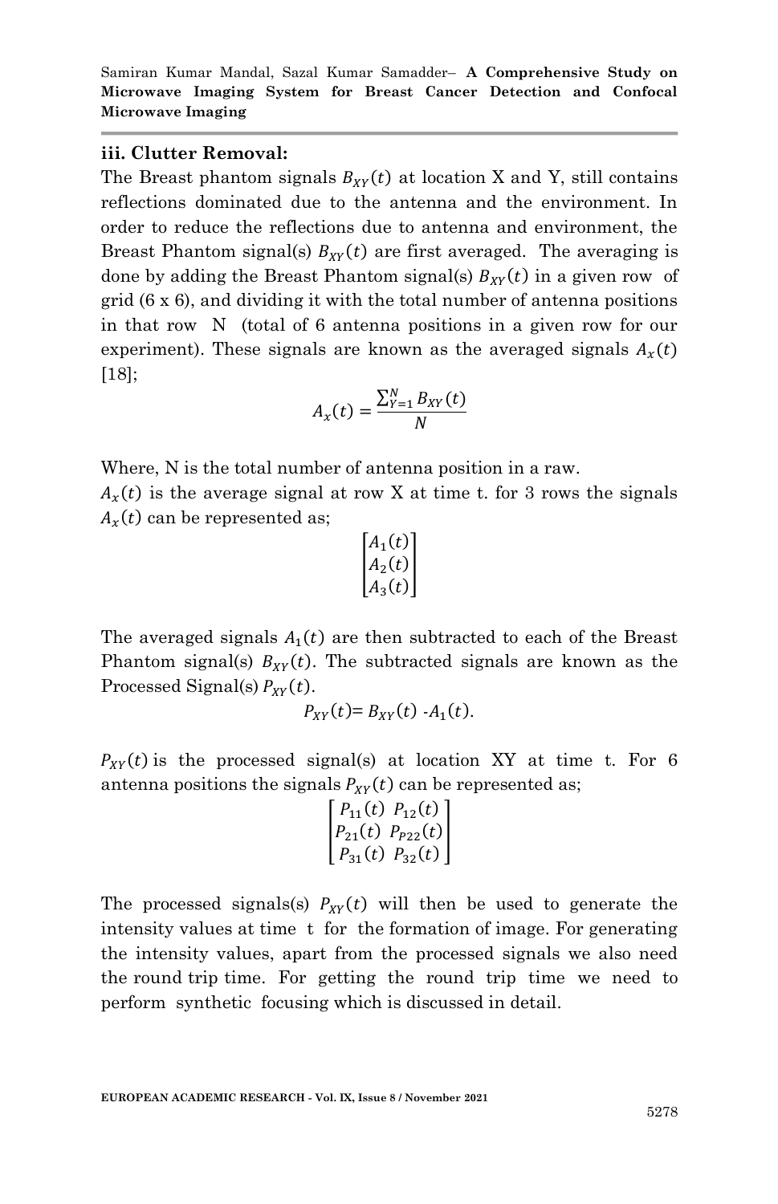### iii. Clutter Removal:

The Breast phantom signals $B_{XY}(t)$ at location X and Y, still contains reflections dominated due to the antenna and the environment. In order to reduce the reflections due to antenna and environment, the Breast Phantom signal(s) $B_{XY}(t)$ are first averaged. The averaging is done by adding the Breast Phantom signal(s) $B_{XY}(t)$ in a given row of grid (6 x 6), and dividing it with the total number of antenna positions in that row N (total of 6 antenna positions in a given row for our experiment). These signals are known as the averaged signals $A_x(t)$ [18];

$$A_x(t) = \frac{\sum_{Y=1}^{N} B_{XY}(t)}{N}$$

Where, N is the total number of antenna position in a raw.

$A_x(t)$ is the average signal at row X at time t. for 3 rows the signals $A_x(t)$ can be represented as;

$$\begin{bmatrix} A_1(t) \\ A_2(t) \\ A_3(t) \end{bmatrix}$$

The averaged signals $A_1(t)$ are then subtracted to each of the Breast Phantom signal(s) $B_{XY}(t)$. The subtracted signals are known as the Processed Signal(s) $P_{XY}(t)$.

$$P_{XY}(t) = B_{XY}(t) - A_1(t).$$

$P_{XY}(t)$ is the processed signal(s) at location XY at time t. For 6 antenna positions the signals $P_{XY}(t)$ can be represented as;

$$\begin{bmatrix} P_{11}(t) & P_{12}(t) \\ P_{21}(t) & P_{P22}(t) \\ P_{31}(t) & P_{32}(t) \end{bmatrix}$$

The processed signals(s) $P_{XY}(t)$ will then be used to generate the intensity values at time t for the formation of image. For generating the intensity values, apart from the processed signals we also need the round trip time. For getting the round trip time we need to perform synthetic focusing which is discussed in detail.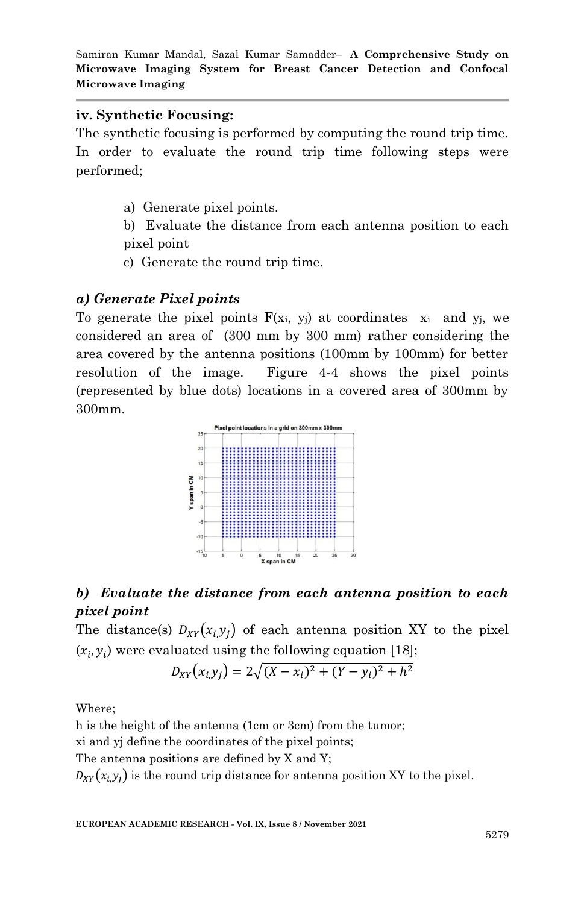### iv. Synthetic Focusing:

The synthetic focusing is performed by computing the round trip time. In order to evaluate the round trip time following steps were performed;

a) Generate pixel points.

b) Evaluate the distance from each antenna position to each pixel point

c) Generate the round trip time.

#### *a) Generate Pixel points*

To generate the pixel points $F(x_i, y_j)$ at coordinates $x_i$ and $y_j$, we considered an area of (300 mm by 300 mm) rather considering the area covered by the antenna positions (100mm by 100mm) for better resolution of the image. Figure 4-4 shows the pixel points (represented by blue dots) locations in a covered area of 300mm by 300mm.

#### *b) Evaluate the distance from each antenna position to each pixel point*

The distance(s) $D_{XY}(x_{i,}y_j)$ of each antenna position XY to the pixel $(x_i, y_i)$ were evaluated using the following equation [18];

$$D_{XY}(x_{i,}y_j) = 2\sqrt{(X - x_i)^2 + (Y - y_i)^2 + h^2}$$

Where;

h is the height of the antenna (1cm or 3cm) from the tumor;

xi and yj define the coordinates of the pixel points;

The antenna positions are defined by X and Y;

$D_{XY}(x_{i,}y_j)$ is the round trip distance for antenna position XY to the pixel.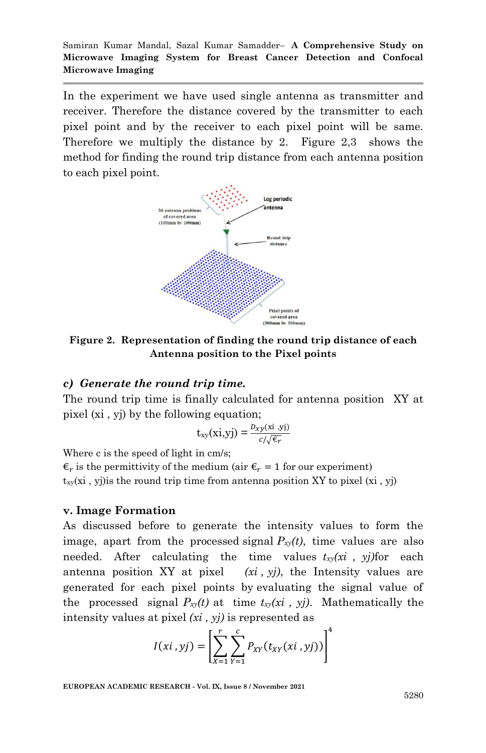In the experiment we have used single antenna as transmitter and receiver. Therefore the distance covered by the transmitter to each pixel point and by the receiver to each pixel point will be same. Therefore we multiply the distance by 2. Figure 2,3 shows the method for finding the round trip distance from each antenna position to each pixel point.

**Figure 2. Representation of finding the round trip distance of each Antenna position to the Pixel points**

### c) *Generate the round trip time.*

The round trip time is finally calculated for antenna position XY at pixel (xi , yj) by the following equation;

$$t_{xy}(xi,yj) = \frac{D_{xy}(xi\ ,yj)}{c/\sqrt{\epsilon_r}}$$

Where c is the speed of light in cm/s;

$\epsilon_r$ is the permittivity of the medium (air $\epsilon_r = 1$ for our experiment)

$t_{xy}(xi\ ,\ yj)$is the round trip time from antenna position XY to pixel (xi , yj)

### v. Image Formation

As discussed before to generate the intensity values to form the image, apart from the processed signal $P_{xy}(t)$, time values are also needed. After calculating the time values $t_{xy}(xi\ ,\ yj)$for each antenna position XY at pixel *(xi , yj)*, the Intensity values are generated for each pixel points by evaluating the signal value of the processed signal $P_{xy}(t)$ at time $t_{xy}(xi\ ,\ yj)$. Mathematically the intensity values at pixel *(xi , yj)* is represented as

$$I(xi\ ,yj) = \left[\sum_{X=1}^{r}\sum_{Y=1}^{c} P_{XY}(t_{XY}(xi\ ,yj))\right]^4$$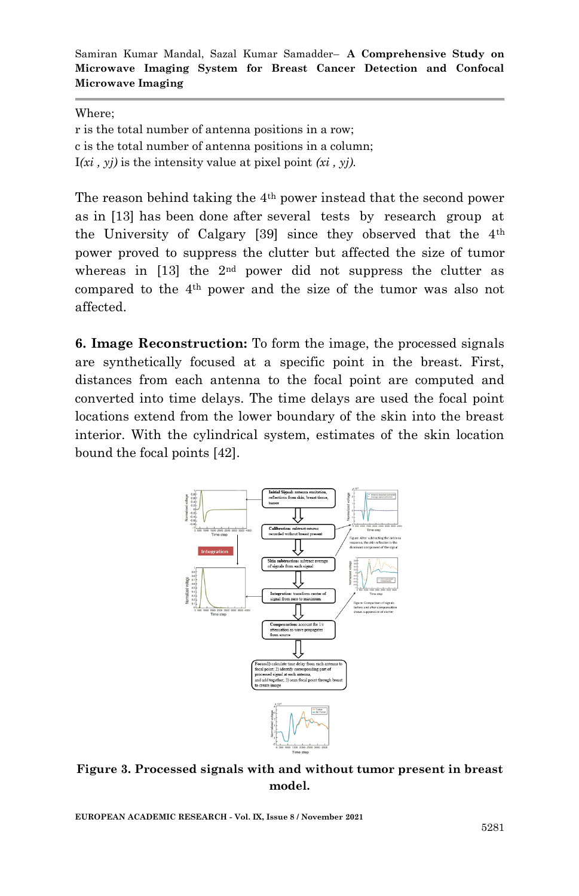Where;
r is the total number of antenna positions in a row;
c is the total number of antenna positions in a column;
I$(x_i , y_j)$ is the intensity value at pixel point $(x_i , y_j)$.

The reason behind taking the 4th power instead that the second power as in [13] has been done after several tests by research group at the University of Calgary [39] since they observed that the 4th power proved to suppress the clutter but affected the size of tumor whereas in [13] the 2nd power did not suppress the clutter as compared to the 4th power and the size of the tumor was also not affected.

**6. Image Reconstruction:** To form the image, the processed signals are synthetically focused at a specific point in the breast. First, distances from each antenna to the focal point are computed and converted into time delays. The time delays are used the focal point locations extend from the lower boundary of the skin into the breast interior. With the cylindrical system, estimates of the skin location bound the focal points [42].

**Figure 3. Processed signals with and without tumor present in breast model.**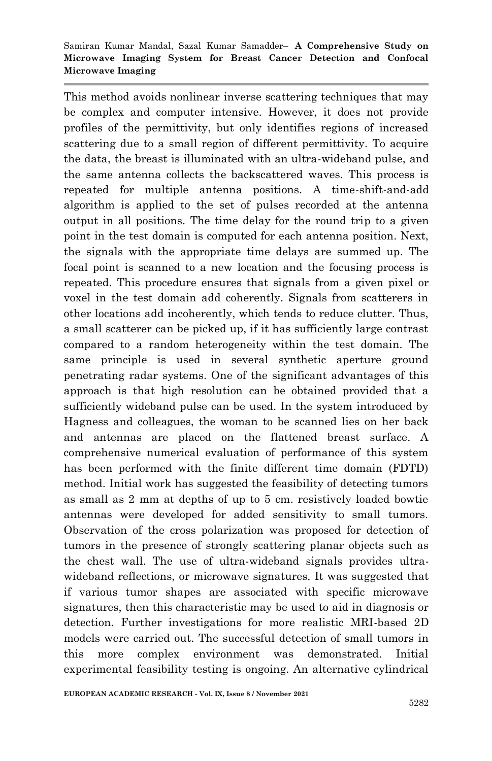This method avoids nonlinear inverse scattering techniques that may be complex and computer intensive. However, it does not provide profiles of the permittivity, but only identifies regions of increased scattering due to a small region of different permittivity. To acquire the data, the breast is illuminated with an ultra-wideband pulse, and the same antenna collects the backscattered waves. This process is repeated for multiple antenna positions. A time-shift-and-add algorithm is applied to the set of pulses recorded at the antenna output in all positions. The time delay for the round trip to a given point in the test domain is computed for each antenna position. Next, the signals with the appropriate time delays are summed up. The focal point is scanned to a new location and the focusing process is repeated. This procedure ensures that signals from a given pixel or voxel in the test domain add coherently. Signals from scatterers in other locations add incoherently, which tends to reduce clutter. Thus, a small scatterer can be picked up, if it has sufficiently large contrast compared to a random heterogeneity within the test domain. The same principle is used in several synthetic aperture ground penetrating radar systems. One of the significant advantages of this approach is that high resolution can be obtained provided that a sufficiently wideband pulse can be used. In the system introduced by Hagness and colleagues, the woman to be scanned lies on her back and antennas are placed on the flattened breast surface. A comprehensive numerical evaluation of performance of this system has been performed with the finite different time domain (FDTD) method. Initial work has suggested the feasibility of detecting tumors as small as 2 mm at depths of up to 5 cm. resistively loaded bowtie antennas were developed for added sensitivity to small tumors. Observation of the cross polarization was proposed for detection of tumors in the presence of strongly scattering planar objects such as the chest wall. The use of ultra-wideband signals provides ultra-wideband reflections, or microwave signatures. It was suggested that if various tumor shapes are associated with specific microwave signatures, then this characteristic may be used to aid in diagnosis or detection. Further investigations for more realistic MRI-based 2D models were carried out. The successful detection of small tumors in this more complex environment was demonstrated. Initial experimental feasibility testing is ongoing. An alternative cylindrical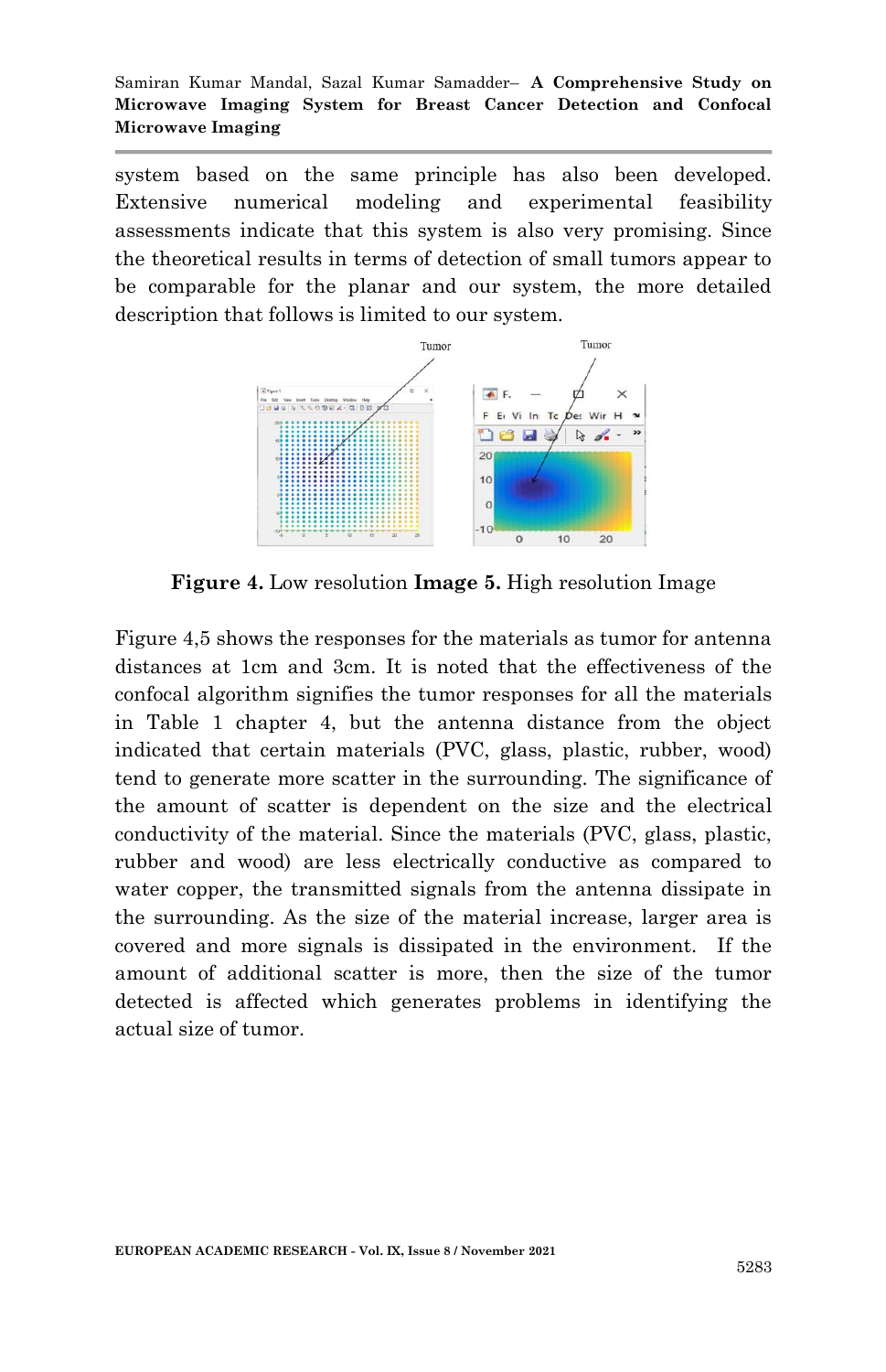system based on the same principle has also been developed. Extensive numerical modeling and experimental feasibility assessments indicate that this system is also very promising. Since the theoretical results in terms of detection of small tumors appear to be comparable for the planar and our system, the more detailed description that follows is limited to our system.

**Figure 4.** Low resolution **Image 5.** High resolution Image

Figure 4,5 shows the responses for the materials as tumor for antenna distances at 1cm and 3cm. It is noted that the effectiveness of the confocal algorithm signifies the tumor responses for all the materials in Table 1 chapter 4, but the antenna distance from the object indicated that certain materials (PVC, glass, plastic, rubber, wood) tend to generate more scatter in the surrounding. The significance of the amount of scatter is dependent on the size and the electrical conductivity of the material. Since the materials (PVC, glass, plastic, rubber and wood) are less electrically conductive as compared to water copper, the transmitted signals from the antenna dissipate in the surrounding. As the size of the material increase, larger area is covered and more signals is dissipated in the environment. If the amount of additional scatter is more, then the size of the tumor detected is affected which generates problems in identifying the actual size of tumor.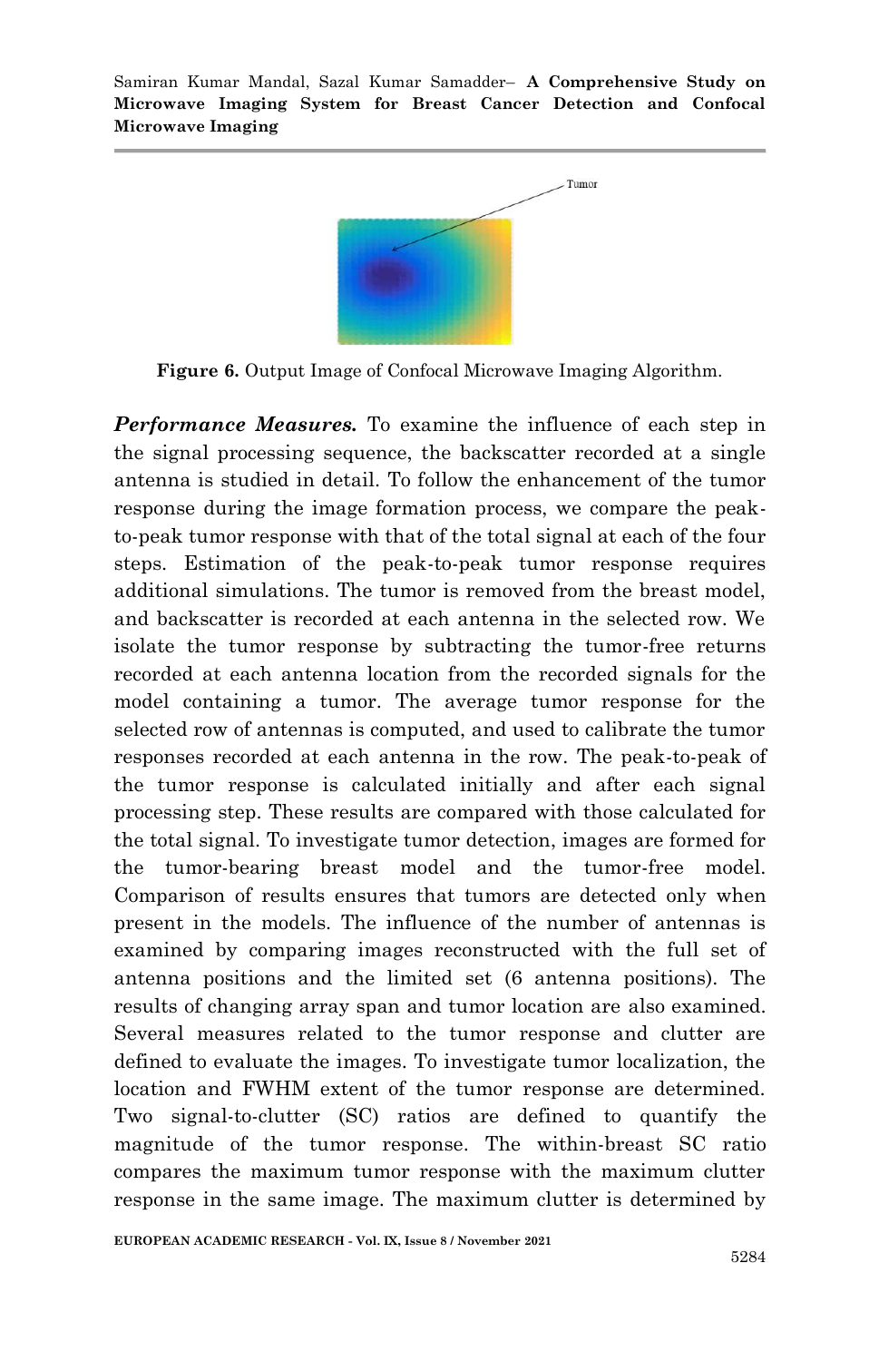**Figure 6.** Output Image of Confocal Microwave Imaging Algorithm.

***Performance Measures.*** To examine the influence of each step in the signal processing sequence, the backscatter recorded at a single antenna is studied in detail. To follow the enhancement of the tumor response during the image formation process, we compare the peak-to-peak tumor response with that of the total signal at each of the four steps. Estimation of the peak-to-peak tumor response requires additional simulations. The tumor is removed from the breast model, and backscatter is recorded at each antenna in the selected row. We isolate the tumor response by subtracting the tumor-free returns recorded at each antenna location from the recorded signals for the model containing a tumor. The average tumor response for the selected row of antennas is computed, and used to calibrate the tumor responses recorded at each antenna in the row. The peak-to-peak of the tumor response is calculated initially and after each signal processing step. These results are compared with those calculated for the total signal. To investigate tumor detection, images are formed for the tumor-bearing breast model and the tumor-free model. Comparison of results ensures that tumors are detected only when present in the models. The influence of the number of antennas is examined by comparing images reconstructed with the full set of antenna positions and the limited set (6 antenna positions). The results of changing array span and tumor location are also examined. Several measures related to the tumor response and clutter are defined to evaluate the images. To investigate tumor localization, the location and FWHM extent of the tumor response are determined. Two signal-to-clutter (SC) ratios are defined to quantify the magnitude of the tumor response. The within-breast SC ratio compares the maximum tumor response with the maximum clutter response in the same image. The maximum clutter is determined by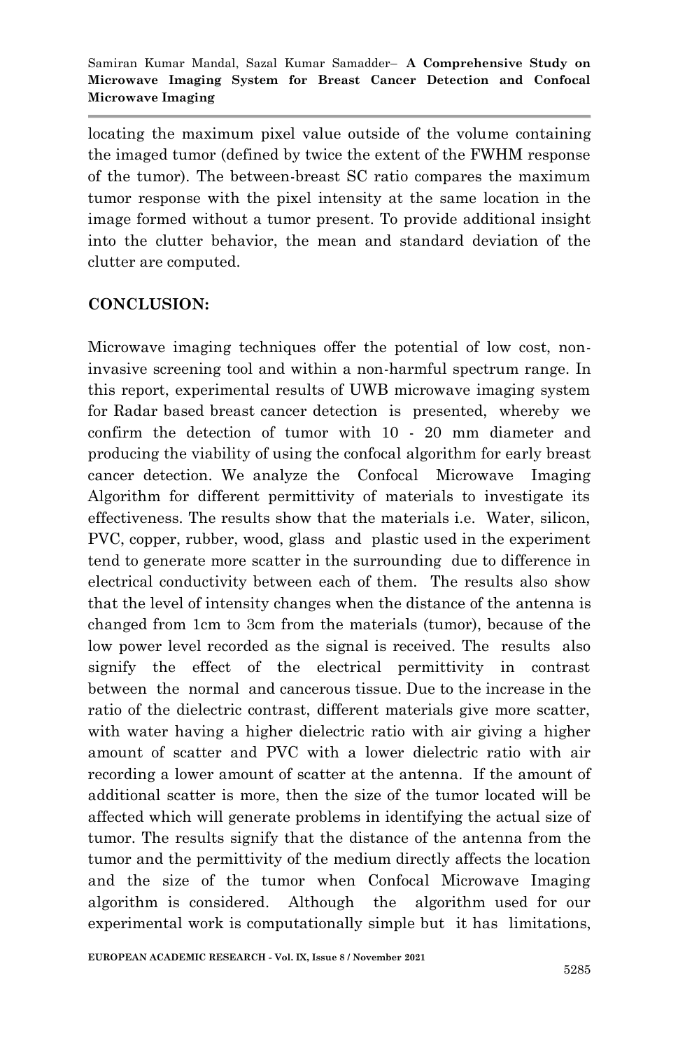locating the maximum pixel value outside of the volume containing the imaged tumor (defined by twice the extent of the FWHM response of the tumor). The between-breast SC ratio compares the maximum tumor response with the pixel intensity at the same location in the image formed without a tumor present. To provide additional insight into the clutter behavior, the mean and standard deviation of the clutter are computed.

## CONCLUSION:

Microwave imaging techniques offer the potential of low cost, non-invasive screening tool and within a non-harmful spectrum range. In this report, experimental results of UWB microwave imaging system for Radar based breast cancer detection is presented, whereby we confirm the detection of tumor with 10 - 20 mm diameter and producing the viability of using the confocal algorithm for early breast cancer detection. We analyze the Confocal Microwave Imaging Algorithm for different permittivity of materials to investigate its effectiveness. The results show that the materials i.e. Water, silicon, PVC, copper, rubber, wood, glass and plastic used in the experiment tend to generate more scatter in the surrounding due to difference in electrical conductivity between each of them. The results also show that the level of intensity changes when the distance of the antenna is changed from 1cm to 3cm from the materials (tumor), because of the low power level recorded as the signal is received. The results also signify the effect of the electrical permittivity in contrast between the normal and cancerous tissue. Due to the increase in the ratio of the dielectric contrast, different materials give more scatter, with water having a higher dielectric ratio with air giving a higher amount of scatter and PVC with a lower dielectric ratio with air recording a lower amount of scatter at the antenna. If the amount of additional scatter is more, then the size of the tumor located will be affected which will generate problems in identifying the actual size of tumor. The results signify that the distance of the antenna from the tumor and the permittivity of the medium directly affects the location and the size of the tumor when Confocal Microwave Imaging algorithm is considered. Although the algorithm used for our experimental work is computationally simple but it has limitations,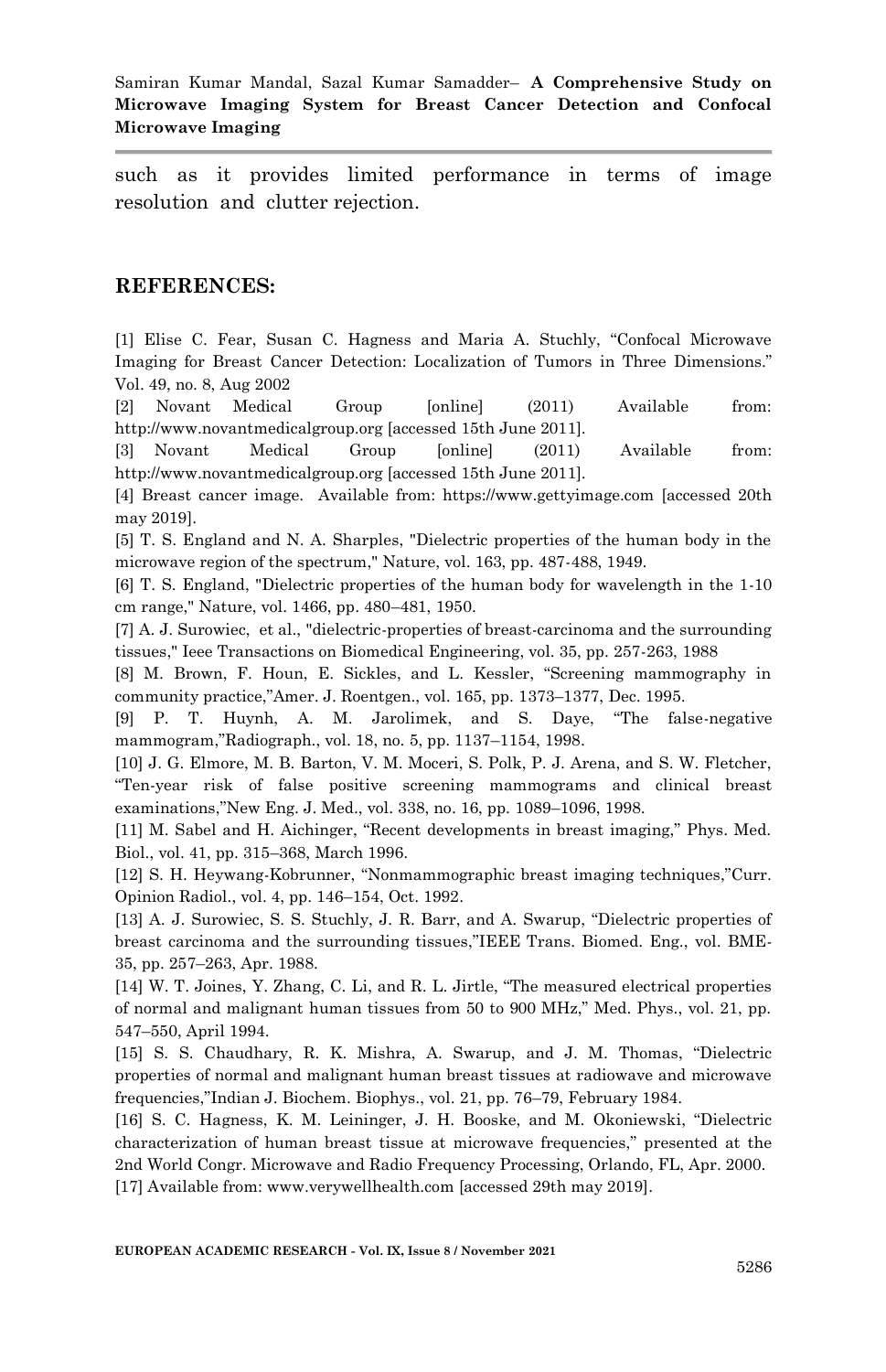such as it provides limited performance in terms of image resolution and clutter rejection.

## REFERENCES:

[1] Elise C. Fear, Susan C. Hagness and Maria A. Stuchly, “Confocal Microwave Imaging for Breast Cancer Detection: Localization of Tumors in Three Dimensions.” Vol. 49, no. 8, Aug 2002

[2] Novant Medical Group [online] (2011) Available from: http://www.novantmedicalgroup.org [accessed 15th June 2011].

[3] Novant Medical Group [online] (2011) Available from: http://www.novantmedicalgroup.org [accessed 15th June 2011].

[4] Breast cancer image. Available from: https://www.gettyimage.com [accessed 20th may 2019].

[5] T. S. England and N. A. Sharples, "Dielectric properties of the human body in the microwave region of the spectrum," Nature, vol. 163, pp. 487-488, 1949.

[6] T. S. England, "Dielectric properties of the human body for wavelength in the 1-10 cm range," Nature, vol. 1466, pp. 480–481, 1950.

[7] A. J. Surowiec, et al., "dielectric-properties of breast-carcinoma and the surrounding tissues," Ieee Transactions on Biomedical Engineering, vol. 35, pp. 257-263, 1988

[8] M. Brown, F. Houn, E. Sickles, and L. Kessler, “Screening mammography in community practice,”Amer. J. Roentgen., vol. 165, pp. 1373–1377, Dec. 1995.

[9] P. T. Huynh, A. M. Jarolimek, and S. Daye, “The false-negative mammogram,”Radiograph., vol. 18, no. 5, pp. 1137–1154, 1998.

[10] J. G. Elmore, M. B. Barton, V. M. Moceri, S. Polk, P. J. Arena, and S. W. Fletcher, “Ten-year risk of false positive screening mammograms and clinical breast examinations,”New Eng. J. Med., vol. 338, no. 16, pp. 1089–1096, 1998.

[11] M. Sabel and H. Aichinger, “Recent developments in breast imaging,” Phys. Med. Biol., vol. 41, pp. 315–368, March 1996.

[12] S. H. Heywang-Kobrunner, “Nonmammographic breast imaging techniques,”Curr. Opinion Radiol., vol. 4, pp. 146–154, Oct. 1992.

[13] A. J. Surowiec, S. S. Stuchly, J. R. Barr, and A. Swarup, “Dielectric properties of breast carcinoma and the surrounding tissues,”IEEE Trans. Biomed. Eng., vol. BME-35, pp. 257–263, Apr. 1988.

[14] W. T. Joines, Y. Zhang, C. Li, and R. L. Jirtle, “The measured electrical properties of normal and malignant human tissues from 50 to 900 MHz,” Med. Phys., vol. 21, pp. 547–550, April 1994.

[15] S. S. Chaudhary, R. K. Mishra, A. Swarup, and J. M. Thomas, “Dielectric properties of normal and malignant human breast tissues at radiowave and microwave frequencies,”Indian J. Biochem. Biophys., vol. 21, pp. 76–79, February 1984.

[16] S. C. Hagness, K. M. Leininger, J. H. Booske, and M. Okoniewski, “Dielectric characterization of human breast tissue at microwave frequencies,” presented at the 2nd World Congr. Microwave and Radio Frequency Processing, Orlando, FL, Apr. 2000.

[17] Available from: www.verywellhealth.com [accessed 29th may 2019].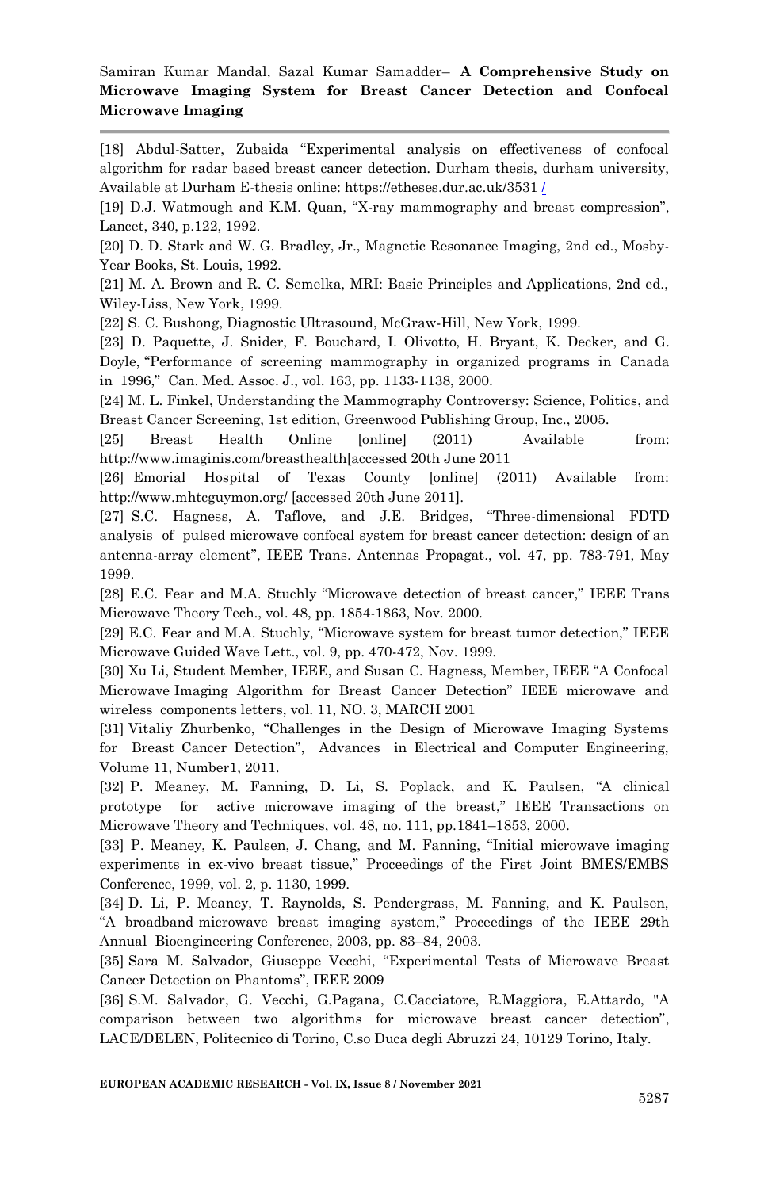[18] Abdul-Satter, Zubaida "Experimental analysis on effectiveness of confocal algorithm for radar based breast cancer detection. Durham thesis, durham university, Available at Durham E-thesis online: https://etheses.dur.ac.uk/3531 /

[19] D.J. Watmough and K.M. Quan, "X-ray mammography and breast compression", Lancet, 340, p.122, 1992.

[20] D. D. Stark and W. G. Bradley, Jr., Magnetic Resonance Imaging, 2nd ed., Mosby-Year Books, St. Louis, 1992.

[21] M. A. Brown and R. C. Semelka, MRI: Basic Principles and Applications, 2nd ed., Wiley-Liss, New York, 1999.

[22] S. C. Bushong, Diagnostic Ultrasound, McGraw-Hill, New York, 1999.

[23] D. Paquette, J. Snider, F. Bouchard, I. Olivotto, H. Bryant, K. Decker, and G. Doyle, "Performance of screening mammography in organized programs in Canada in 1996," Can. Med. Assoc. J., vol. 163, pp. 1133-1138, 2000.

[24] M. L. Finkel, Understanding the Mammography Controversy: Science, Politics, and Breast Cancer Screening, 1st edition, Greenwood Publishing Group, Inc., 2005.

[25] Breast Health Online [online] (2011) Available from: http://www.imaginis.com/breasthealth[accessed 20th June 2011

[26] Emorial Hospital of Texas County [online] (2011) Available from: http://www.mhtcguymon.org/ [accessed 20th June 2011].

[27] S.C. Hagness, A. Taflove, and J.E. Bridges, "Three-dimensional FDTD analysis of pulsed microwave confocal system for breast cancer detection: design of an antenna-array element", IEEE Trans. Antennas Propagat., vol. 47, pp. 783-791, May 1999.

[28] E.C. Fear and M.A. Stuchly "Microwave detection of breast cancer," IEEE Trans Microwave Theory Tech., vol. 48, pp. 1854-1863, Nov. 2000.

[29] E.C. Fear and M.A. Stuchly, "Microwave system for breast tumor detection," IEEE Microwave Guided Wave Lett., vol. 9, pp. 470-472, Nov. 1999.

[30] Xu Li, Student Member, IEEE, and Susan C. Hagness, Member, IEEE "A Confocal Microwave Imaging Algorithm for Breast Cancer Detection" IEEE microwave and wireless components letters, vol. 11, NO. 3, MARCH 2001

[31] Vitaliy Zhurbenko, "Challenges in the Design of Microwave Imaging Systems for Breast Cancer Detection", Advances in Electrical and Computer Engineering, Volume 11, Number1, 2011.

[32] P. Meaney, M. Fanning, D. Li, S. Poplack, and K. Paulsen, "A clinical prototype for active microwave imaging of the breast," IEEE Transactions on Microwave Theory and Techniques, vol. 48, no. 111, pp.1841–1853, 2000.

[33] P. Meaney, K. Paulsen, J. Chang, and M. Fanning, "Initial microwave imaging experiments in ex-vivo breast tissue," Proceedings of the First Joint BMES/EMBS Conference, 1999, vol. 2, p. 1130, 1999.

[34] D. Li, P. Meaney, T. Raynolds, S. Pendergrass, M. Fanning, and K. Paulsen, "A broadband microwave breast imaging system," Proceedings of the IEEE 29th Annual Bioengineering Conference, 2003, pp. 83–84, 2003.

[35] Sara M. Salvador, Giuseppe Vecchi, "Experimental Tests of Microwave Breast Cancer Detection on Phantoms", IEEE 2009

[36] S.M. Salvador, G. Vecchi, G.Pagana, C.Cacciatore, R.Maggiora, E.Attardo, "A comparison between two algorithms for microwave breast cancer detection", LACE/DELEN, Politecnico di Torino, C.so Duca degli Abruzzi 24, 10129 Torino, Italy.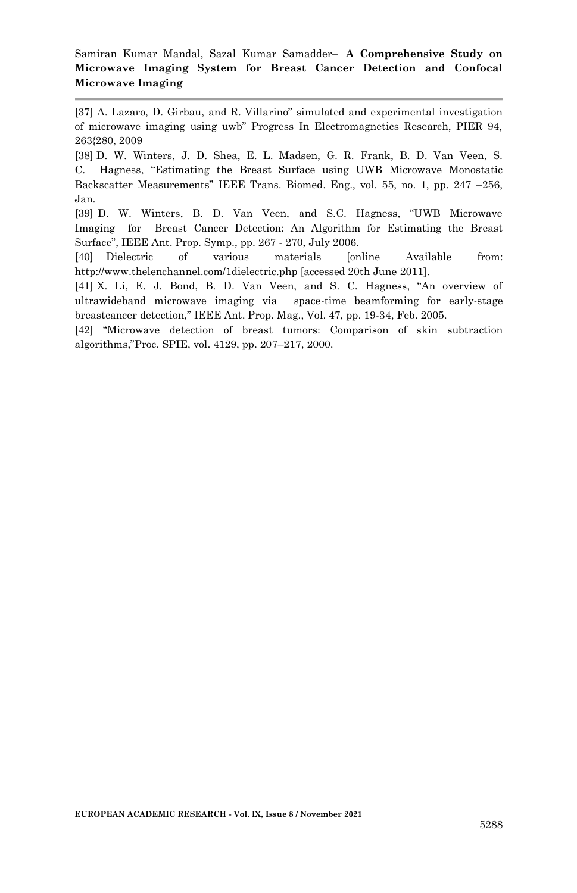[37] A. Lazaro, D. Girbau, and R. Villarino" simulated and experimental investigation of microwave imaging using uwb" Progress In Electromagnetics Research, PIER 94, 263{280, 2009

[38] D. W. Winters, J. D. Shea, E. L. Madsen, G. R. Frank, B. D. Van Veen, S. C. Hagness, "Estimating the Breast Surface using UWB Microwave Monostatic Backscatter Measurements" IEEE Trans. Biomed. Eng., vol. 55, no. 1, pp. 247 –256, Jan.

[39] D. W. Winters, B. D. Van Veen, and S.C. Hagness, "UWB Microwave Imaging for Breast Cancer Detection: An Algorithm for Estimating the Breast Surface", IEEE Ant. Prop. Symp., pp. 267 - 270, July 2006.

[40] Dielectric of various materials [online Available from: http://www.thelenchannel.com/1dielectric.php [accessed 20th June 2011].

[41] X. Li, E. J. Bond, B. D. Van Veen, and S. C. Hagness, "An overview of ultrawideband microwave imaging via space-time beamforming for early-stage breastcancer detection," IEEE Ant. Prop. Mag., Vol. 47, pp. 19-34, Feb. 2005.

[42] "Microwave detection of breast tumors: Comparison of skin subtraction algorithms,"Proc. SPIE, vol. 4129, pp. 207–217, 2000.